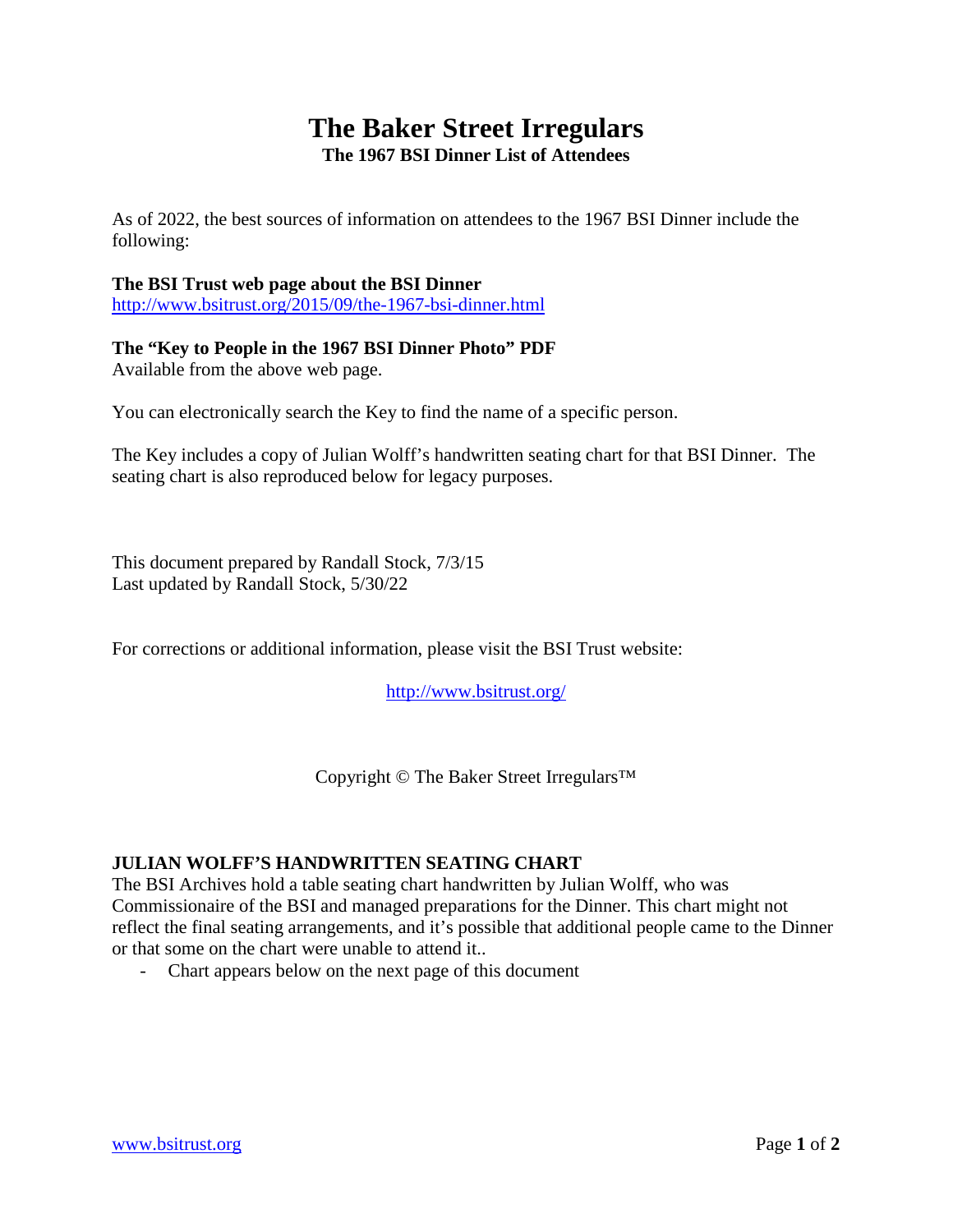# The Baker Street Irregulars

## The 1967 BSI Dinner List of Attendees

As of 2022, the best sources of information on attendees to the 1967 BSI Dinner include the following:

**The BSI Trust web page about the BSI Dinner**
http://www.bsitrust.org/2015/09/the-1967-bsi-dinner.html

**The "Key to People in the 1967 BSI Dinner Photo" PDF**
Available from the above web page.

You can electronically search the Key to find the name of a specific person.

The Key includes a copy of Julian Wolff's handwritten seating chart for that BSI Dinner. The seating chart is also reproduced below for legacy purposes.

This document prepared by Randall Stock, 7/3/15
Last updated by Randall Stock, 5/30/22

For corrections or additional information, please visit the BSI Trust website:

http://www.bsitrust.org/

Copyright © The Baker Street Irregulars™

### JULIAN WOLFF'S HANDWRITTEN SEATING CHART

The BSI Archives hold a table seating chart handwritten by Julian Wolff, who was Commissionaire of the BSI and managed preparations for the Dinner. This chart might not reflect the final seating arrangements, and it's possible that additional people came to the Dinner or that some on the chart were unable to attend it..

- Chart appears below on the next page of this document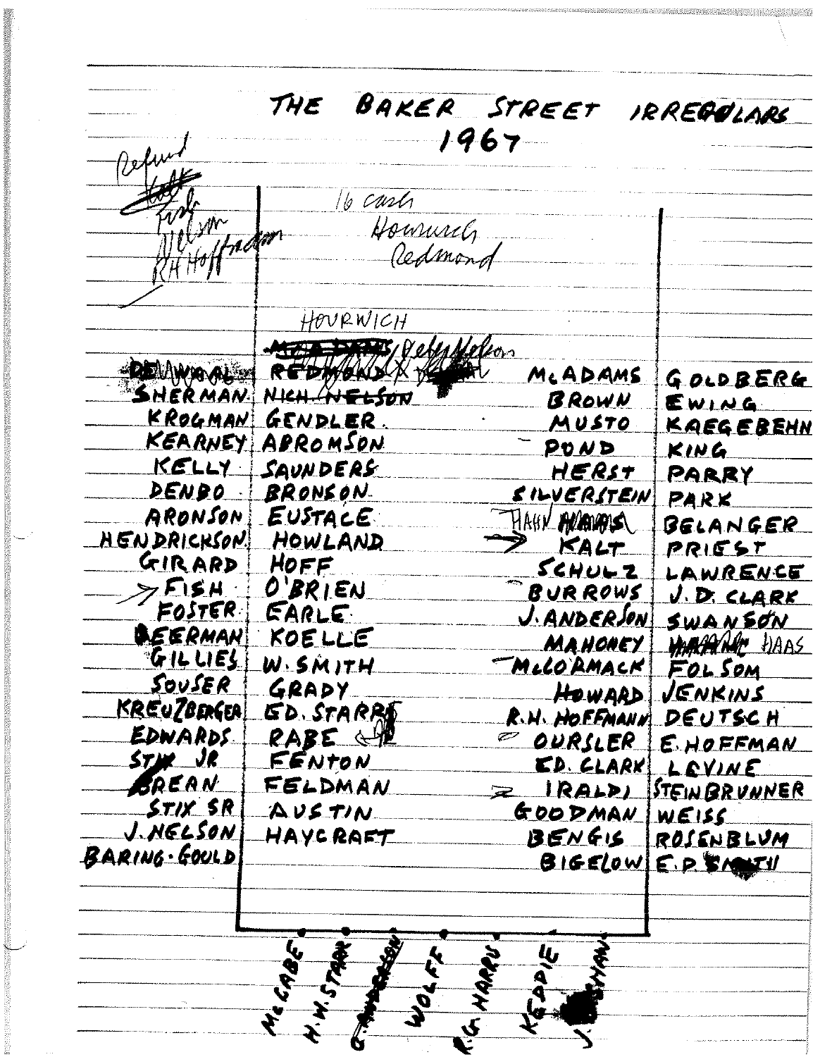# THE BAKER STREET IRREGULARS 1967

Refund
~~Fish~~
Fish
Nelson
RH Hoffman

16 cash
Hourwich
Redmond

HOURWICH

~~MCA DAMS~~ Jeff Nelson

| | | | |
|---|---|---|---|
| ~~DEWAAL~~ | REDMOND | McADAMS | GOLDBERG |
| SHERMAN | NICH ~~NELSON~~ | BROWN | EWING |
| KROGMAN | GENDLER | MUSTO | KAEGEBEHN |
| KEARNEY | ABROMSON | POND | KING |
| KELLY | SAUNDERS | HERST | PARRY |
| DENBO | BRONSON | SILVERSTEIN | PARK |
| ARONSON | EUSTACE | HAHN ~~MORRIS~~ | BELANGER |
| HENDRICKSON | HOWLAND | → KALT | PRIEST |
| GIRARD | HOFF | SCHULZ | LAWRENCE |
| → FISH | O'BRIEN | BURROWS | J. D. CLARK |
| FOSTER | EARLE | J. ANDERSON | SWANSON |
| BEERMAN | KOELLE | MAHONEY | ~~HAAS~~ HAAS |
| GILLIES | W. SMITH | McCORMACK | FOLSOM |
| SOUSER | GRADY | HOWARD | JENKINS |
| KREUZBERGER | ED. STARR | R. H. HOFFMANN | DEUTSCH |
| EDWARDS | RABE | OURSLER | E. HOFFMAN |
| STIX JR | FENTON | ED. CLARK | LEVINE |
| BREAN | FELDMAN | IRALDI | STEINBRUNNER |
| STIX SR | AUSTIN | GOODMAN | WEISS |
| J. NELSON | HAYCRAFT | BENGIS | ROSENBLUM |
| BARING-GOULD | | BIGELOW | E. P. SMITH |

McCABE
H. W. STARR
~~G. ANDERSON~~
WOLFF
R. G. HARRIS
KEDDIE
J. ...HAN